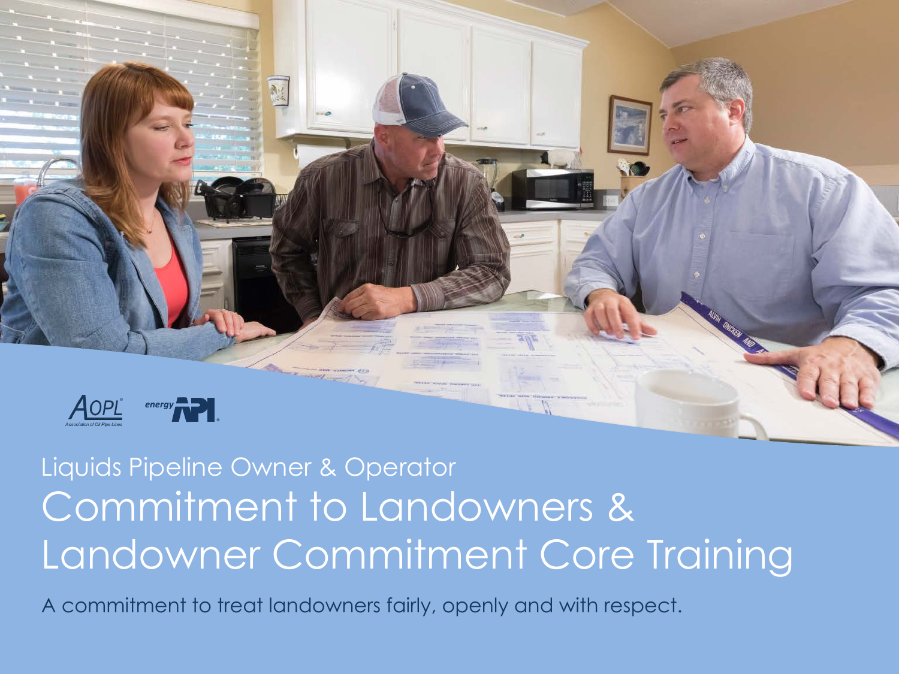AOPL Association of Oil Pipe Lines

energy API

Liquids Pipeline Owner & Operator

# Commitment to Landowners & Landowner Commitment Core Training

A commitment to treat landowners fairly, openly and with respect.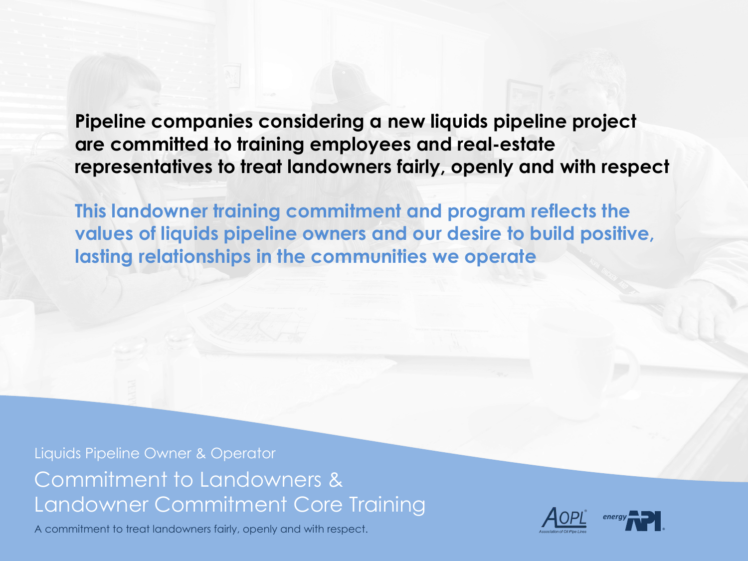**Pipeline companies considering a new liquids pipeline project are committed to training employees and real-estate representatives to treat landowners fairly, openly and with respect**

**This landowner training commitment and program reflects the values of liquids pipeline owners and our desire to build positive, lasting relationships in the communities we operate**

Liquids Pipeline Owner & Operator

# Commitment to Landowners & Landowner Commitment Core Training

A commitment to treat landowners fairly, openly and with respect.

AOPL Association of Oil Pipe Lines

energy API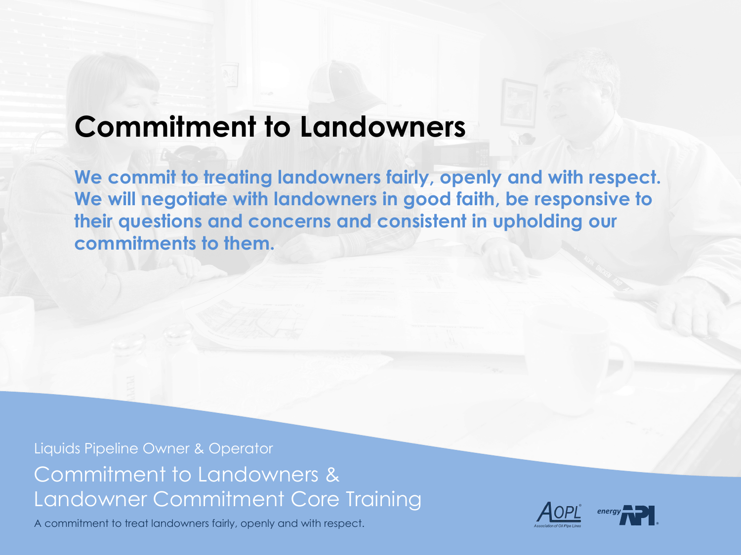# Commitment to Landowners

**We commit to treating landowners fairly, openly and with respect. We will negotiate with landowners in good faith, be responsive to their questions and concerns and consistent in upholding our commitments to them.**

Liquids Pipeline Owner & Operator

Commitment to Landowners & Landowner Commitment Core Training

A commitment to treat landowners fairly, openly and with respect.

AOPL Association of Oil Pipe Lines

energy API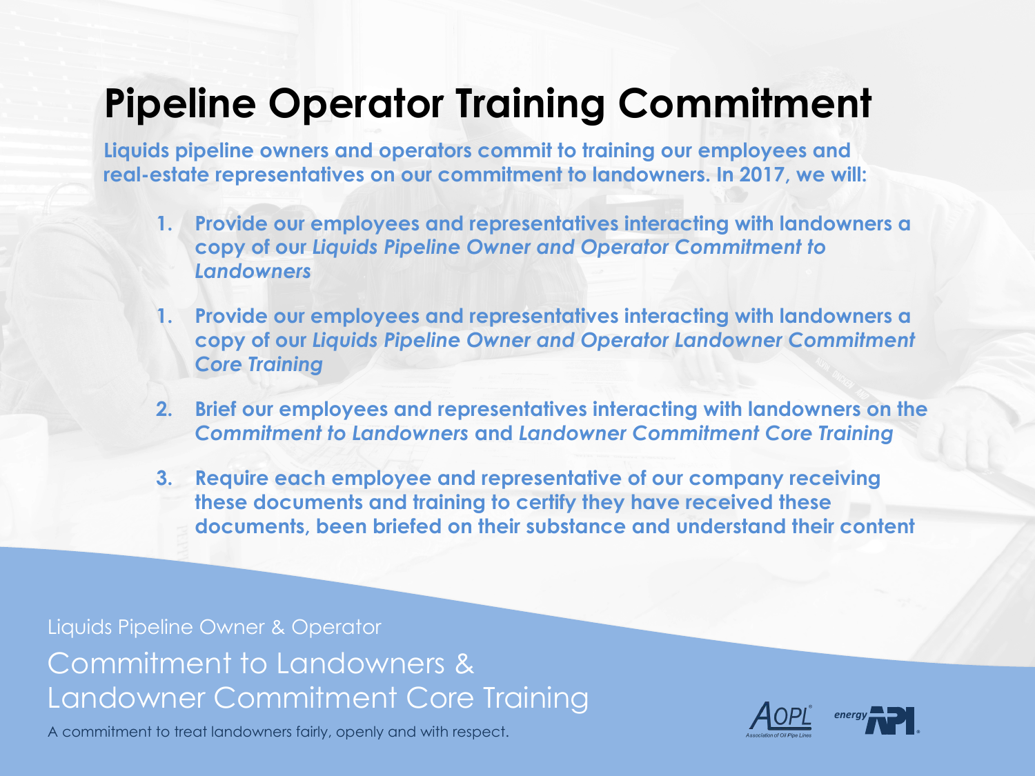# Pipeline Operator Training Commitment

**Liquids pipeline owners and operators commit to training our employees and real-estate representatives on our commitment to landowners. In 2017, we will:**

1. **Provide our employees and representatives interacting with landowners a copy of our *Liquids Pipeline Owner and Operator Commitment to Landowners***

1. **Provide our employees and representatives interacting with landowners a copy of our *Liquids Pipeline Owner and Operator Landowner Commitment Core Training***

2. **Brief our employees and representatives interacting with landowners on the *Commitment to Landowners* and *Landowner Commitment Core Training***

3. **Require each employee and representative of our company receiving these documents and training to certify they have received these documents, been briefed on their substance and understand their content**

Liquids Pipeline Owner & Operator

Commitment to Landowners & Landowner Commitment Core Training

A commitment to treat landowners fairly, openly and with respect.

AOPL Association of Oil Pipe Lines

energy API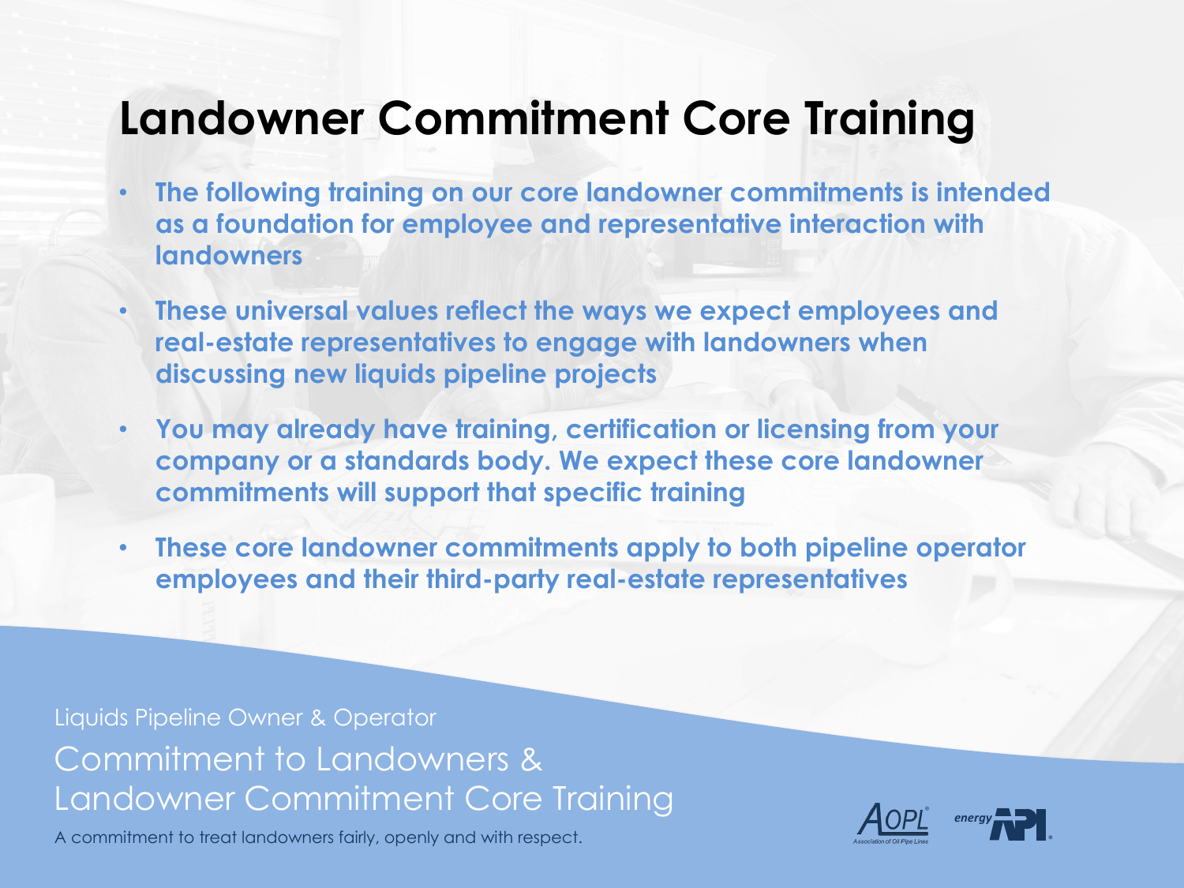# Landowner Commitment Core Training

- **The following training on our core landowner commitments is intended as a foundation for employee and representative interaction with landowners**
- **These universal values reflect the ways we expect employees and real-estate representatives to engage with landowners when discussing new liquids pipeline projects**
- **You may already have training, certification or licensing from your company or a standards body. We expect these core landowner commitments will support that specific training**
- **These core landowner commitments apply to both pipeline operator employees and their third-party real-estate representatives**

Liquids Pipeline Owner & Operator

Commitment to Landowners & Landowner Commitment Core Training

A commitment to treat landowners fairly, openly and with respect.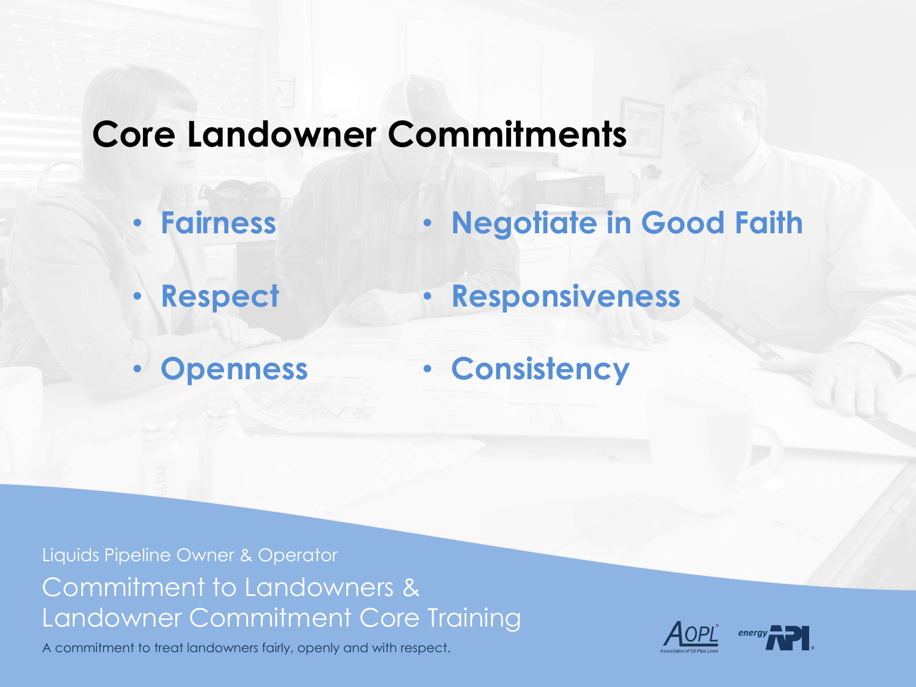# Core Landowner Commitments

- Fairness
- Respect
- Openness
- Negotiate in Good Faith
- Responsiveness
- Consistency

Liquids Pipeline Owner & Operator

Commitment to Landowners & Landowner Commitment Core Training

A commitment to treat landowners fairly, openly and with respect.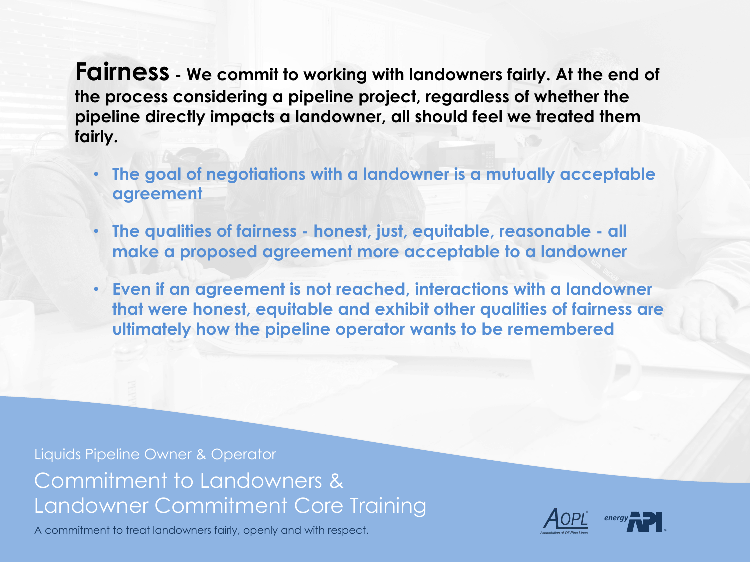**Fairness** - **We commit to working with landowners fairly. At the end of the process considering a pipeline project, regardless of whether the pipeline directly impacts a landowner, all should feel we treated them fairly.**

- **The goal of negotiations with a landowner is a mutually acceptable agreement**
- **The qualities of fairness - honest, just, equitable, reasonable - all make a proposed agreement more acceptable to a landowner**
- **Even if an agreement is not reached, interactions with a landowner that were honest, equitable and exhibit other qualities of fairness are ultimately how the pipeline operator wants to be remembered**

Liquids Pipeline Owner & Operator

Commitment to Landowners & Landowner Commitment Core Training

A commitment to treat landowners fairly, openly and with respect.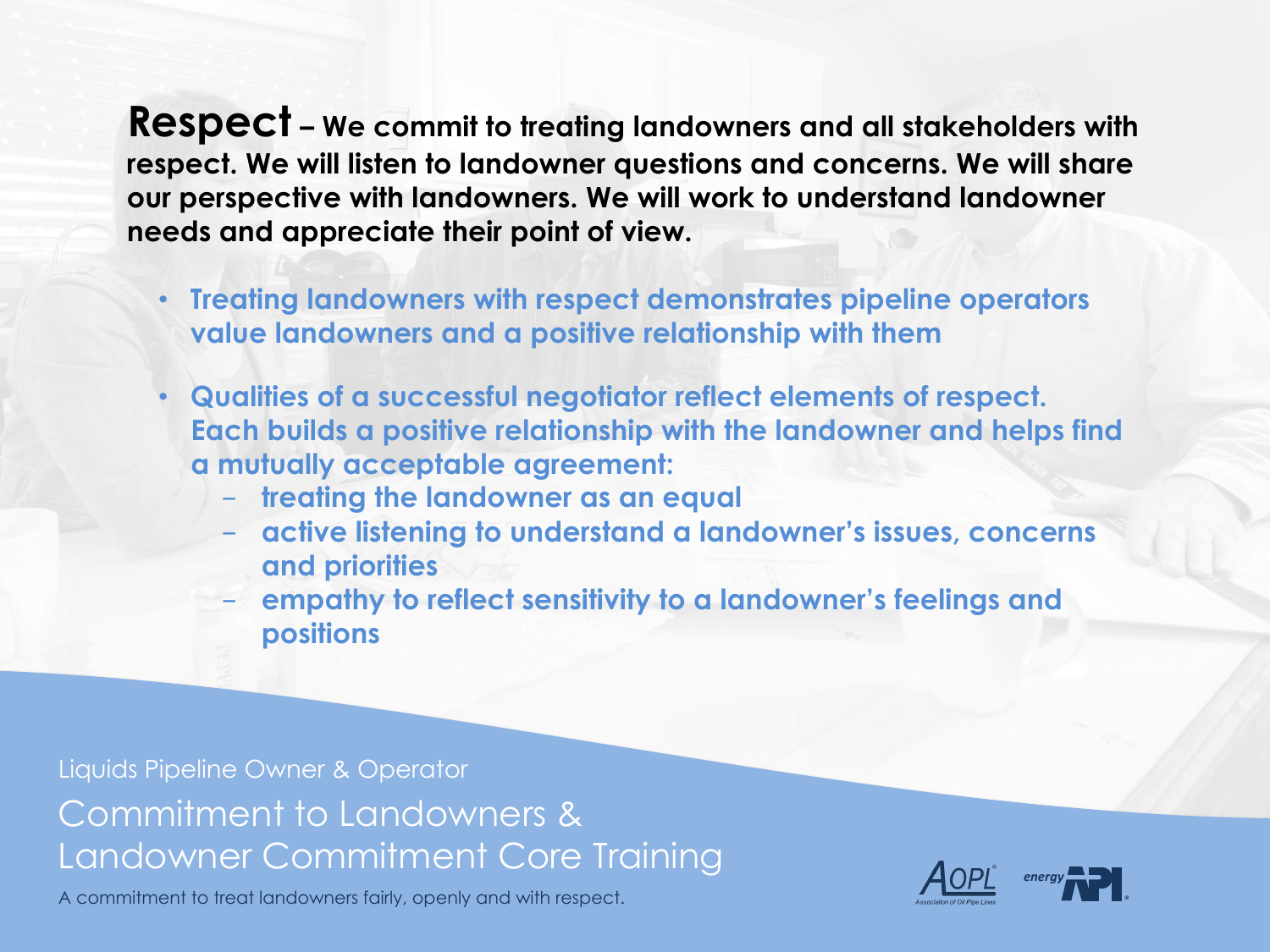**Respect** – **We commit to treating landowners and all stakeholders with respect. We will listen to landowner questions and concerns. We will share our perspective with landowners. We will work to understand landowner needs and appreciate their point of view.**

- Treating landowners with respect demonstrates pipeline operators value landowners and a positive relationship with them
- Qualities of a successful negotiator reflect elements of respect. Each builds a positive relationship with the landowner and helps find a mutually acceptable agreement:
  - treating the landowner as an equal
  - active listening to understand a landowner's issues, concerns and priorities
  - empathy to reflect sensitivity to a landowner's feelings and positions

Liquids Pipeline Owner & Operator

Commitment to Landowners & Landowner Commitment Core Training

A commitment to treat landowners fairly, openly and with respect.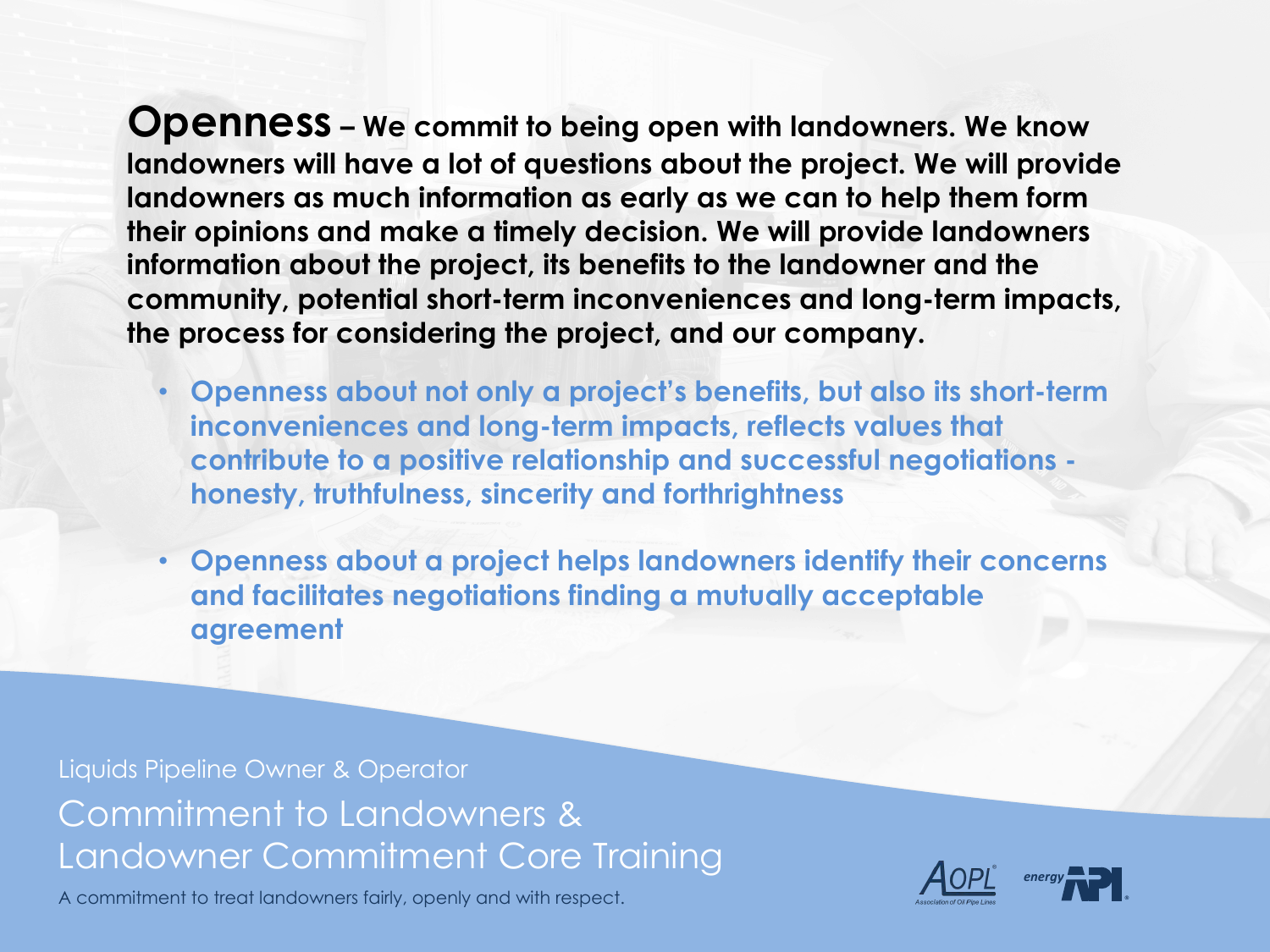**Openness** – **We commit to being open with landowners. We know landowners will have a lot of questions about the project. We will provide landowners as much information as early as we can to help them form their opinions and make a timely decision. We will provide landowners information about the project, its benefits to the landowner and the community, potential short-term inconveniences and long-term impacts, the process for considering the project, and our company.**

- **Openness about not only a project's benefits, but also its short-term inconveniences and long-term impacts, reflects values that contribute to a positive relationship and successful negotiations - honesty, truthfulness, sincerity and forthrightness**
- **Openness about a project helps landowners identify their concerns and facilitates negotiations finding a mutually acceptable agreement**

Liquids Pipeline Owner & Operator

Commitment to Landowners & Landowner Commitment Core Training

A commitment to treat landowners fairly, openly and with respect.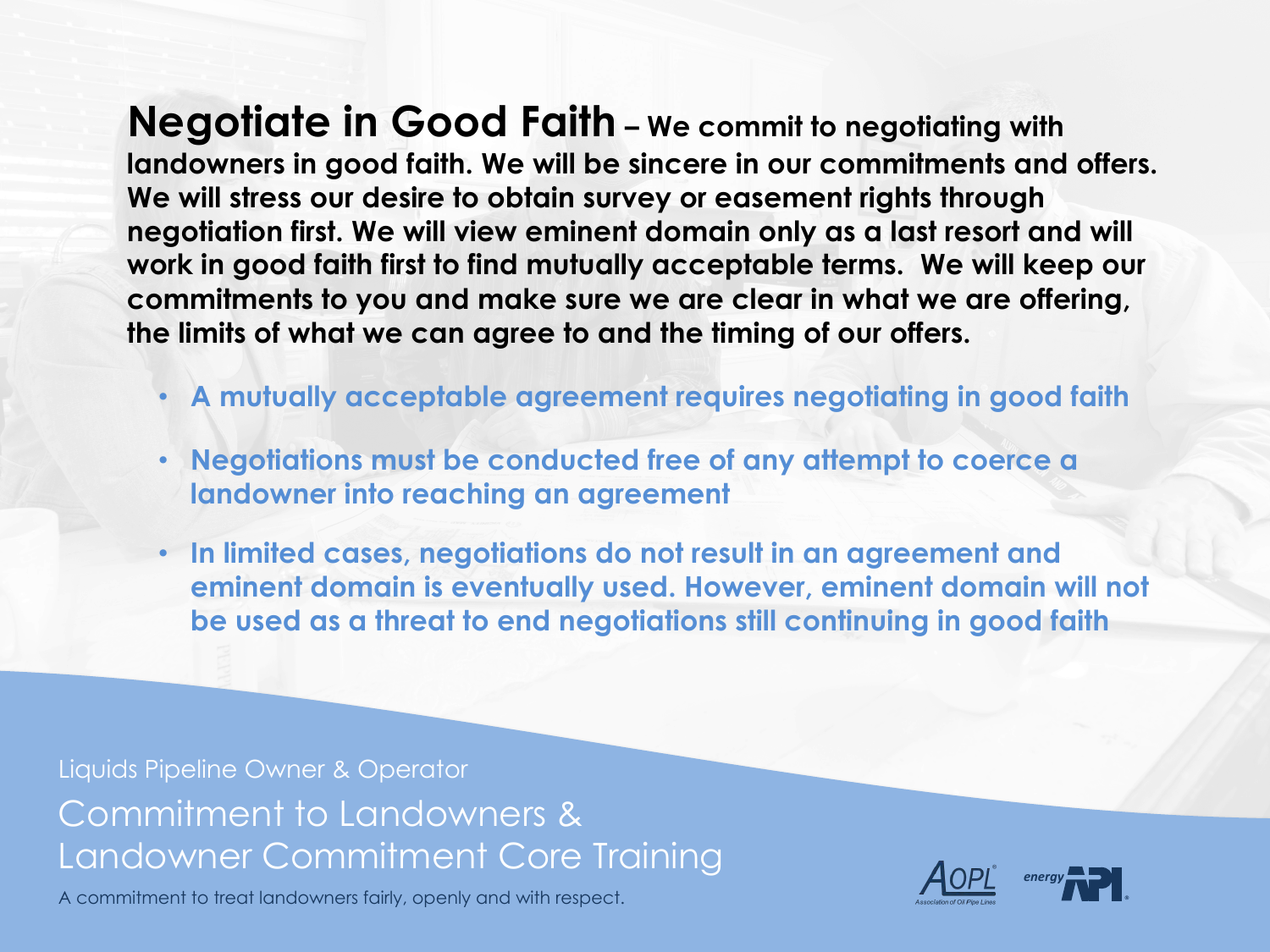**Negotiate in Good Faith** – **We commit to negotiating with landowners in good faith. We will be sincere in our commitments and offers. We will stress our desire to obtain survey or easement rights through negotiation first. We will view eminent domain only as a last resort and will work in good faith first to find mutually acceptable terms. We will keep our commitments to you and make sure we are clear in what we are offering, the limits of what we can agree to and the timing of our offers.**

- **A mutually acceptable agreement requires negotiating in good faith**
- **Negotiations must be conducted free of any attempt to coerce a landowner into reaching an agreement**
- **In limited cases, negotiations do not result in an agreement and eminent domain is eventually used. However, eminent domain will not be used as a threat to end negotiations still continuing in good faith**

Liquids Pipeline Owner & Operator

Commitment to Landowners & Landowner Commitment Core Training

A commitment to treat landowners fairly, openly and with respect.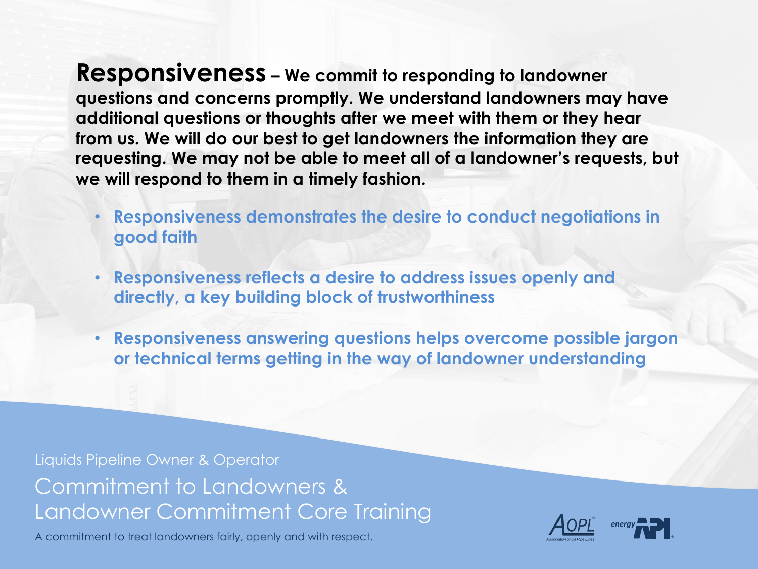**Responsiveness** – **We commit to responding to landowner questions and concerns promptly. We understand landowners may have additional questions or thoughts after we meet with them or they hear from us. We will do our best to get landowners the information they are requesting. We may not be able to meet all of a landowner's requests, but we will respond to them in a timely fashion.**

- **Responsiveness demonstrates the desire to conduct negotiations in good faith**
- **Responsiveness reflects a desire to address issues openly and directly, a key building block of trustworthiness**
- **Responsiveness answering questions helps overcome possible jargon or technical terms getting in the way of landowner understanding**

Liquids Pipeline Owner & Operator

Commitment to Landowners & Landowner Commitment Core Training

A commitment to treat landowners fairly, openly and with respect.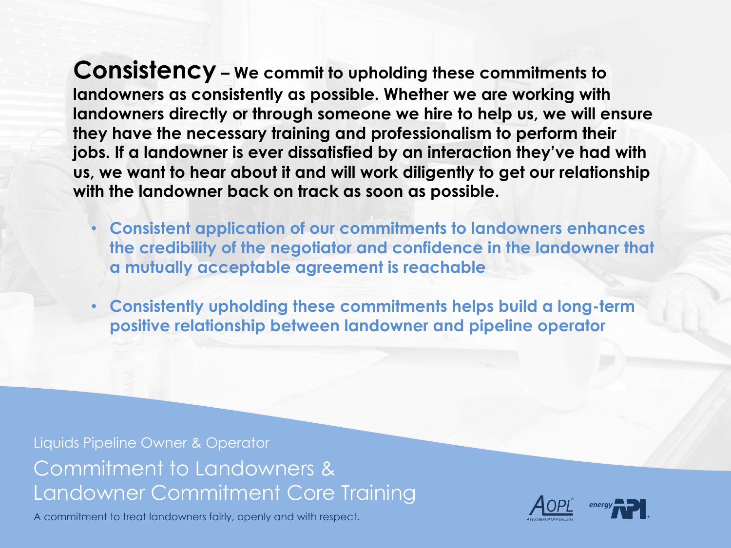**Consistency** – We commit to upholding these commitments to landowners as consistently as possible. Whether we are working with landowners directly or through someone we hire to help us, we will ensure they have the necessary training and professionalism to perform their jobs. If a landowner is ever dissatisfied by an interaction they've had with us, we want to hear about it and will work diligently to get our relationship with the landowner back on track as soon as possible.

- Consistent application of our commitments to landowners enhances the credibility of the negotiator and confidence in the landowner that a mutually acceptable agreement is reachable
- Consistently upholding these commitments helps build a long-term positive relationship between landowner and pipeline operator

Liquids Pipeline Owner & Operator

Commitment to Landowners & Landowner Commitment Core Training

A commitment to treat landowners fairly, openly and with respect.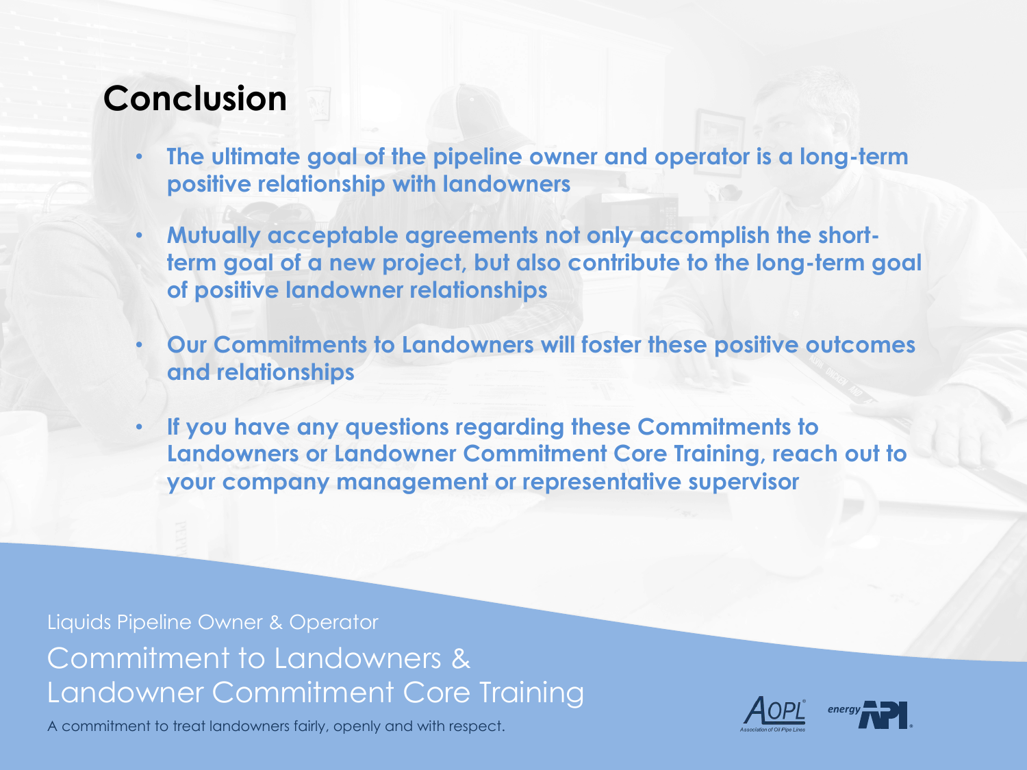# Conclusion

- **The ultimate goal of the pipeline owner and operator is a long-term positive relationship with landowners**
- **Mutually acceptable agreements not only accomplish the short-term goal of a new project, but also contribute to the long-term goal of positive landowner relationships**
- **Our Commitments to Landowners will foster these positive outcomes and relationships**
- **If you have any questions regarding these Commitments to Landowners or Landowner Commitment Core Training, reach out to your company management or representative supervisor**

Liquids Pipeline Owner & Operator

Commitment to Landowners & Landowner Commitment Core Training

A commitment to treat landowners fairly, openly and with respect.